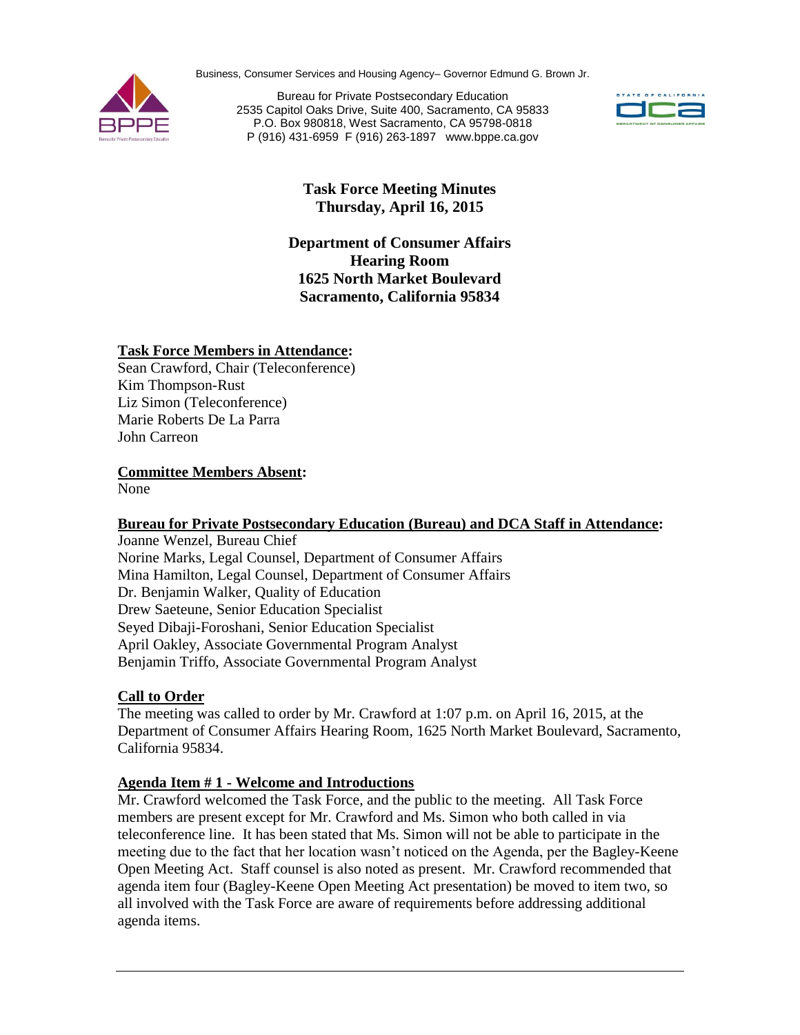Business, Consumer Services and Housing Agency– Governor Edmund G. Brown Jr.

Bureau for Private Postsecondary Education
2535 Capitol Oaks Drive, Suite 400, Sacramento, CA 95833
P.O. Box 980818, West Sacramento, CA 95798-0818
P (916) 431-6959 F (916) 263-1897 www.bppe.ca.gov

# Task Force Meeting Minutes
## Thursday, April 16, 2015

**Department of Consumer Affairs**
**Hearing Room**
**1625 North Market Boulevard**
**Sacramento, California 95834**

**Task Force Members in Attendance:**
Sean Crawford, Chair (Teleconference)
Kim Thompson-Rust
Liz Simon (Teleconference)
Marie Roberts De La Parra
John Carreon

**Committee Members Absent:**
None

**Bureau for Private Postsecondary Education (Bureau) and DCA Staff in Attendance:**
Joanne Wenzel, Bureau Chief
Norine Marks, Legal Counsel, Department of Consumer Affairs
Mina Hamilton, Legal Counsel, Department of Consumer Affairs
Dr. Benjamin Walker, Quality of Education
Drew Saeteune, Senior Education Specialist
Seyed Dibaji-Foroshani, Senior Education Specialist
April Oakley, Associate Governmental Program Analyst
Benjamin Triffo, Associate Governmental Program Analyst

**Call to Order**
The meeting was called to order by Mr. Crawford at 1:07 p.m. on April 16, 2015, at the Department of Consumer Affairs Hearing Room, 1625 North Market Boulevard, Sacramento, California 95834.

**Agenda Item # 1 - Welcome and Introductions**
Mr. Crawford welcomed the Task Force, and the public to the meeting. All Task Force members are present except for Mr. Crawford and Ms. Simon who both called in via teleconference line. It has been stated that Ms. Simon will not be able to participate in the meeting due to the fact that her location wasn't noticed on the Agenda, per the Bagley-Keene Open Meeting Act. Staff counsel is also noted as present. Mr. Crawford recommended that agenda item four (Bagley-Keene Open Meeting Act presentation) be moved to item two, so all involved with the Task Force are aware of requirements before addressing additional agenda items.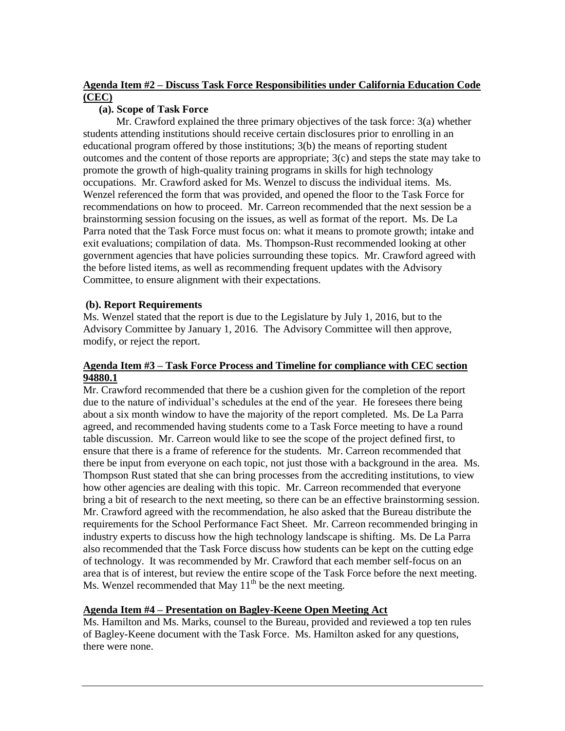**Agenda Item #2 – Discuss Task Force Responsibilities under California Education Code (CEC)**

**(a). Scope of Task Force**

Mr. Crawford explained the three primary objectives of the task force: 3(a) whether students attending institutions should receive certain disclosures prior to enrolling in an educational program offered by those institutions; 3(b) the means of reporting student outcomes and the content of those reports are appropriate; 3(c) and steps the state may take to promote the growth of high-quality training programs in skills for high technology occupations. Mr. Crawford asked for Ms. Wenzel to discuss the individual items. Ms. Wenzel referenced the form that was provided, and opened the floor to the Task Force for recommendations on how to proceed. Mr. Carreon recommended that the next session be a brainstorming session focusing on the issues, as well as format of the report. Ms. De La Parra noted that the Task Force must focus on: what it means to promote growth; intake and exit evaluations; compilation of data. Ms. Thompson-Rust recommended looking at other government agencies that have policies surrounding these topics. Mr. Crawford agreed with the before listed items, as well as recommending frequent updates with the Advisory Committee, to ensure alignment with their expectations.

**(b). Report Requirements**

Ms. Wenzel stated that the report is due to the Legislature by July 1, 2016, but to the Advisory Committee by January 1, 2016. The Advisory Committee will then approve, modify, or reject the report.

**Agenda Item #3 – Task Force Process and Timeline for compliance with CEC section 94880.1**

Mr. Crawford recommended that there be a cushion given for the completion of the report due to the nature of individual's schedules at the end of the year. He foresees there being about a six month window to have the majority of the report completed. Ms. De La Parra agreed, and recommended having students come to a Task Force meeting to have a round table discussion. Mr. Carreon would like to see the scope of the project defined first, to ensure that there is a frame of reference for the students. Mr. Carreon recommended that there be input from everyone on each topic, not just those with a background in the area. Ms. Thompson Rust stated that she can bring processes from the accrediting institutions, to view how other agencies are dealing with this topic. Mr. Carreon recommended that everyone bring a bit of research to the next meeting, so there can be an effective brainstorming session. Mr. Crawford agreed with the recommendation, he also asked that the Bureau distribute the requirements for the School Performance Fact Sheet. Mr. Carreon recommended bringing in industry experts to discuss how the high technology landscape is shifting. Ms. De La Parra also recommended that the Task Force discuss how students can be kept on the cutting edge of technology. It was recommended by Mr. Crawford that each member self-focus on an area that is of interest, but review the entire scope of the Task Force before the next meeting. Ms. Wenzel recommended that May 11th be the next meeting.

**Agenda Item #4 – Presentation on Bagley-Keene Open Meeting Act**

Ms. Hamilton and Ms. Marks, counsel to the Bureau, provided and reviewed a top ten rules of Bagley-Keene document with the Task Force. Ms. Hamilton asked for any questions, there were none.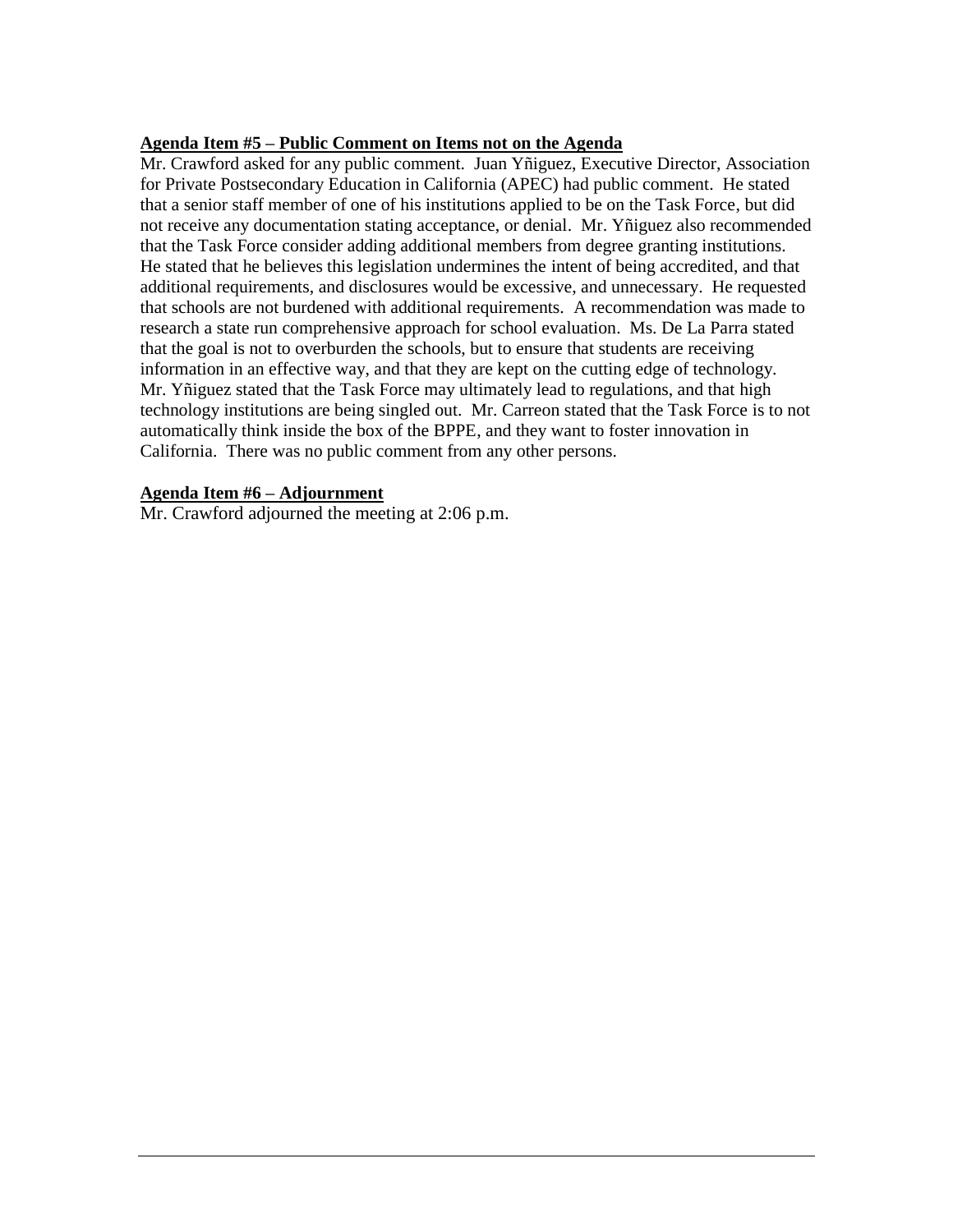**Agenda Item #5 – Public Comment on Items not on the Agenda**

Mr. Crawford asked for any public comment. Juan Yñiguez, Executive Director, Association for Private Postsecondary Education in California (APEC) had public comment. He stated that a senior staff member of one of his institutions applied to be on the Task Force, but did not receive any documentation stating acceptance, or denial. Mr. Yñiguez also recommended that the Task Force consider adding additional members from degree granting institutions. He stated that he believes this legislation undermines the intent of being accredited, and that additional requirements, and disclosures would be excessive, and unnecessary. He requested that schools are not burdened with additional requirements. A recommendation was made to research a state run comprehensive approach for school evaluation. Ms. De La Parra stated that the goal is not to overburden the schools, but to ensure that students are receiving information in an effective way, and that they are kept on the cutting edge of technology. Mr. Yñiguez stated that the Task Force may ultimately lead to regulations, and that high technology institutions are being singled out. Mr. Carreon stated that the Task Force is to not automatically think inside the box of the BPPE, and they want to foster innovation in California. There was no public comment from any other persons.

**Agenda Item #6 – Adjournment**

Mr. Crawford adjourned the meeting at 2:06 p.m.